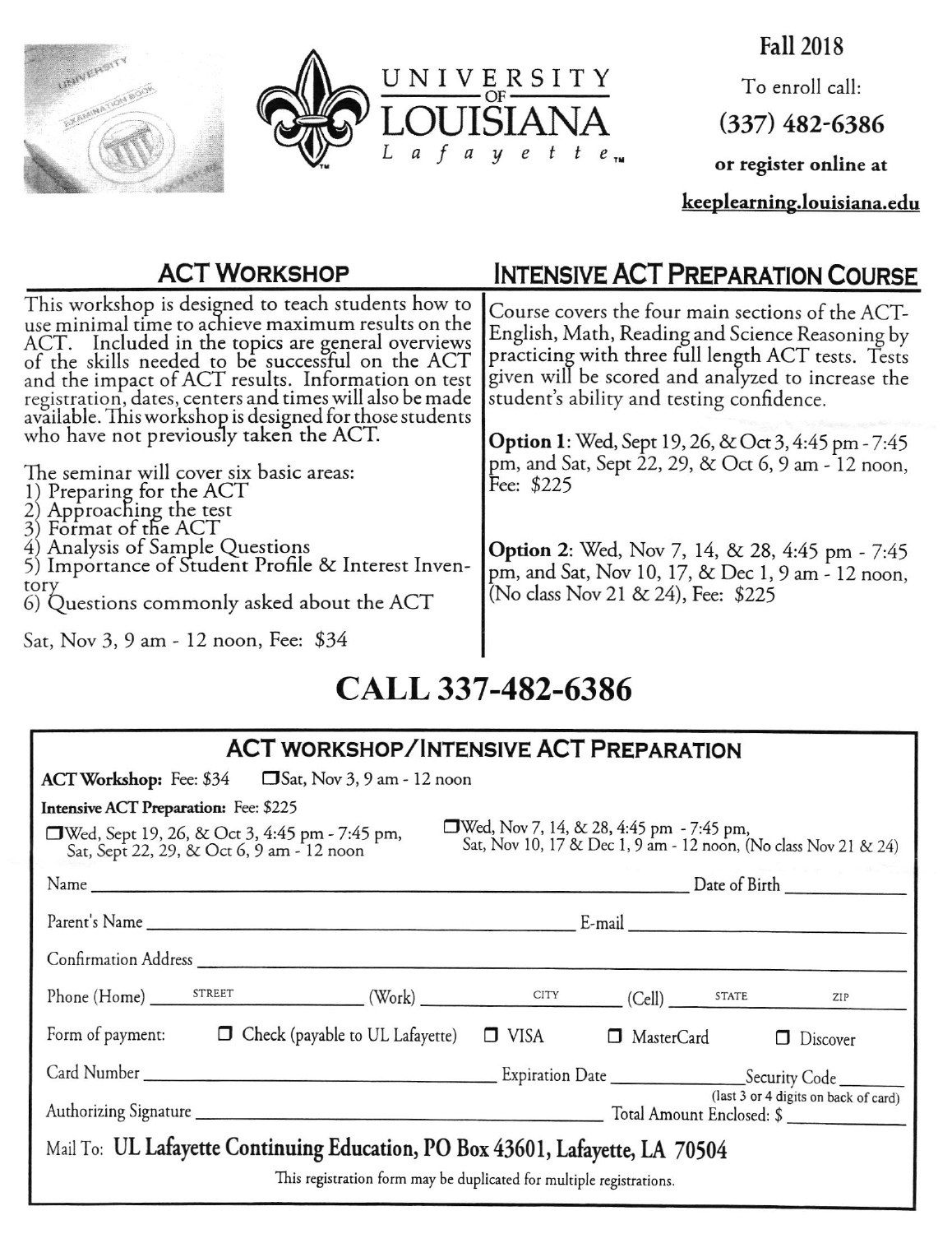UNIVERSITY OF LOUISIANA Lafayette™

**Fall 2018**

To enroll call:

**(337) 482-6386**

**or register online at**

**keeplearning.louisiana.edu**

## ACT Workshop

This workshop is designed to teach students how to use minimal time to achieve maximum results on the ACT. Included in the topics are general overviews of the skills needed to be successful on the ACT and the impact of ACT results. Information on test registration, dates, centers and times will also be made available. This workshop is designed for those students who have not previously taken the ACT.

The seminar will cover six basic areas:

1) Preparing for the ACT
2) Approaching the test
3) Format of the ACT
4) Analysis of Sample Questions
5) Importance of Student Profile & Interest Inventory
6) Questions commonly asked about the ACT

Sat, Nov 3, 9 am - 12 noon, Fee: $34

## Intensive ACT Preparation Course

Course covers the four main sections of the ACT- English, Math, Reading and Science Reasoning by practicing with three full length ACT tests. Tests given will be scored and analyzed to increase the student's ability and testing confidence.

**Option 1**: Wed, Sept 19, 26, & Oct 3, 4:45 pm - 7:45 pm, and Sat, Sept 22, 29, & Oct 6, 9 am - 12 noon, Fee: $225

**Option 2**: Wed, Nov 7, 14, & 28, 4:45 pm - 7:45 pm, and Sat, Nov 10, 17, & Dec 1, 9 am - 12 noon, (No class Nov 21 & 24), Fee: $225

# CALL 337-482-6386

## ACT Workshop/Intensive ACT Preparation

**ACT Workshop:** Fee: $34 ☐ Sat, Nov 3, 9 am - 12 noon

**Intensive ACT Preparation:** Fee: $225

☐ Wed, Sept 19, 26, & Oct 3, 4:45 pm - 7:45 pm, Sat, Sept 22, 29, & Oct 6, 9 am - 12 noon

☐ Wed, Nov 7, 14, & 28, 4:45 pm - 7:45 pm, Sat, Nov 10, 17 & Dec 1, 9 am - 12 noon, (No class Nov 21 & 24)

Name ______________________ Date of Birth __________

Parent's Name ______________________ E-mail __________

Confirmation Address ______________________

STREET / CITY / STATE / ZIP

Phone (Home) __________ (Work) __________ (Cell) __________

Form of payment: ☐ Check (payable to UL Lafayette) ☐ VISA ☐ MasterCard ☐ Discover

Card Number ______________________ Expiration Date __________ Security Code __________ (last 3 or 4 digits on back of card)

Authorizing Signature ______________________ Total Amount Enclosed: $ __________

Mail To: **UL Lafayette Continuing Education, PO Box 43601, Lafayette, LA 70504**

This registration form may be duplicated for multiple registrations.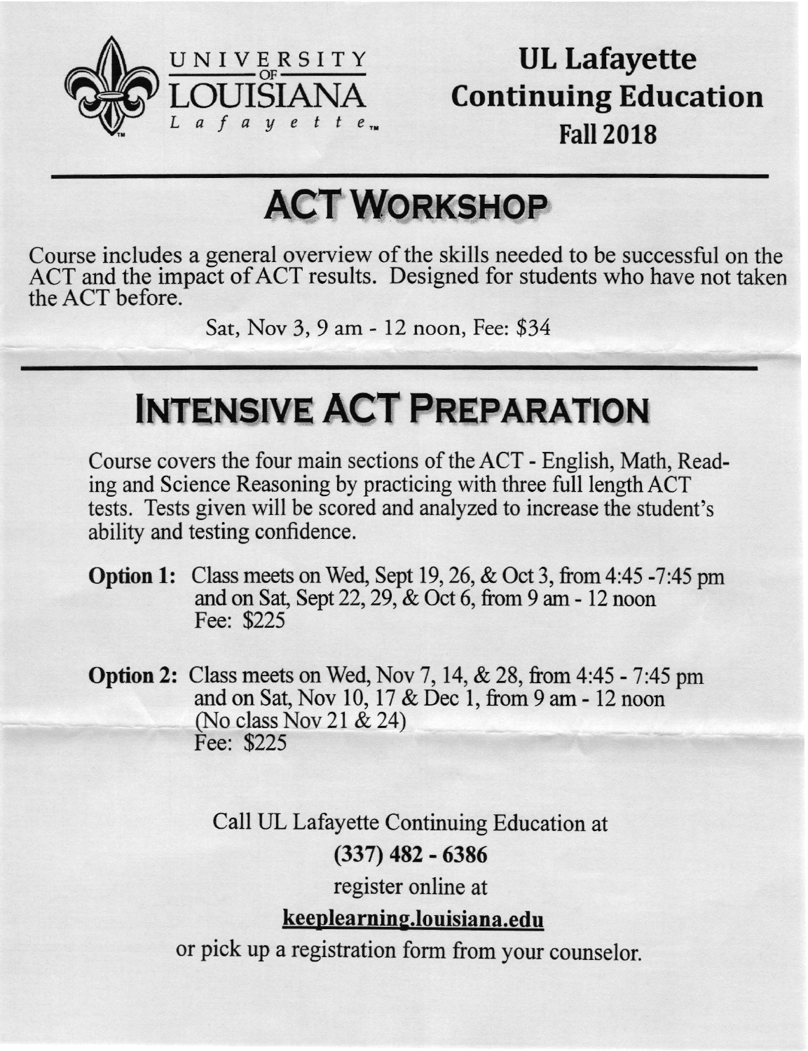UNIVERSITY OF LOUISIANA Lafayette

**UL Lafayette Continuing Education**
**Fall 2018**

# ACT Workshop

Course includes a general overview of the skills needed to be successful on the ACT and the impact of ACT results. Designed for students who have not taken the ACT before.

Sat, Nov 3, 9 am - 12 noon, Fee: $34

# Intensive ACT Preparation

Course covers the four main sections of the ACT - English, Math, Reading and Science Reasoning by practicing with three full length ACT tests. Tests given will be scored and analyzed to increase the student's ability and testing confidence.

**Option 1:** Class meets on Wed, Sept 19, 26, & Oct 3, from 4:45 -7:45 pm and on Sat, Sept 22, 29, & Oct 6, from 9 am - 12 noon
Fee: $225

**Option 2:** Class meets on Wed, Nov 7, 14, & 28, from 4:45 - 7:45 pm and on Sat, Nov 10, 17 & Dec 1, from 9 am - 12 noon
(No class Nov 21 & 24)
Fee: $225

Call UL Lafayette Continuing Education at

**(337) 482 - 6386**

register online at

**keeplearning.louisiana.edu**

or pick up a registration form from your counselor.